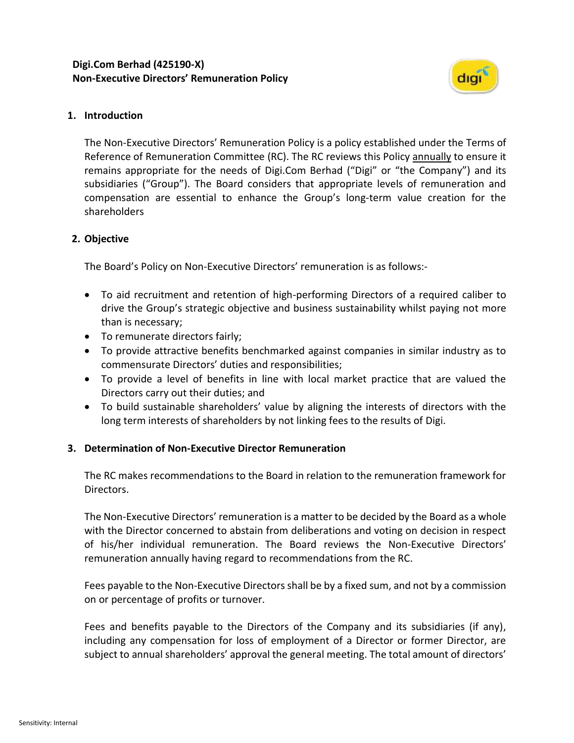**Digi.Com Berhad (425190-X)**
**Non-Executive Directors' Remuneration Policy**

## 1. Introduction

The Non-Executive Directors' Remuneration Policy is a policy established under the Terms of Reference of Remuneration Committee (RC). The RC reviews this Policy annually to ensure it remains appropriate for the needs of Digi.Com Berhad ("Digi" or "the Company") and its subsidiaries ("Group"). The Board considers that appropriate levels of remuneration and compensation are essential to enhance the Group's long-term value creation for the shareholders

## 2. Objective

The Board's Policy on Non-Executive Directors' remuneration is as follows:-

- To aid recruitment and retention of high-performing Directors of a required caliber to drive the Group's strategic objective and business sustainability whilst paying not more than is necessary;
- To remunerate directors fairly;
- To provide attractive benefits benchmarked against companies in similar industry as to commensurate Directors' duties and responsibilities;
- To provide a level of benefits in line with local market practice that are valued the Directors carry out their duties; and
- To build sustainable shareholders' value by aligning the interests of directors with the long term interests of shareholders by not linking fees to the results of Digi.

## 3. Determination of Non-Executive Director Remuneration

The RC makes recommendations to the Board in relation to the remuneration framework for Directors.

The Non-Executive Directors' remuneration is a matter to be decided by the Board as a whole with the Director concerned to abstain from deliberations and voting on decision in respect of his/her individual remuneration. The Board reviews the Non-Executive Directors' remuneration annually having regard to recommendations from the RC.

Fees payable to the Non-Executive Directors shall be by a fixed sum, and not by a commission on or percentage of profits or turnover.

Fees and benefits payable to the Directors of the Company and its subsidiaries (if any), including any compensation for loss of employment of a Director or former Director, are subject to annual shareholders' approval the general meeting. The total amount of directors'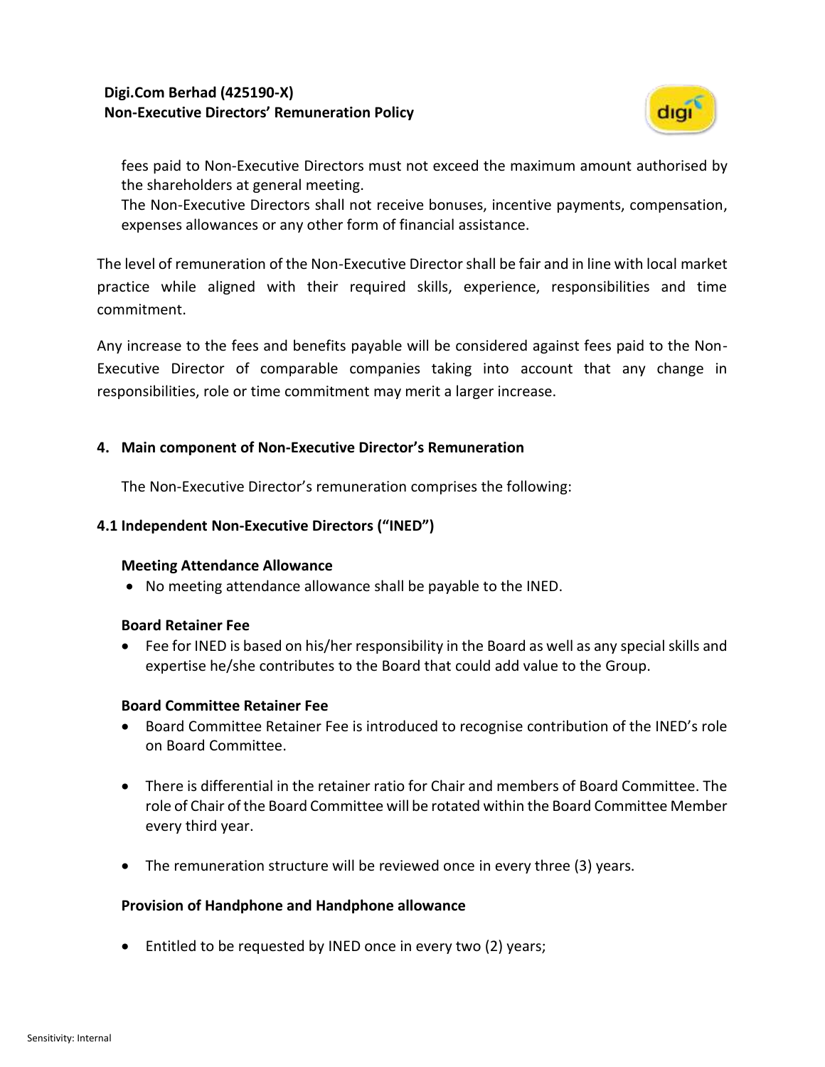fees paid to Non-Executive Directors must not exceed the maximum amount authorised by the shareholders at general meeting.
The Non-Executive Directors shall not receive bonuses, incentive payments, compensation, expenses allowances or any other form of financial assistance.

The level of remuneration of the Non-Executive Director shall be fair and in line with local market practice while aligned with their required skills, experience, responsibilities and time commitment.

Any increase to the fees and benefits payable will be considered against fees paid to the Non-Executive Director of comparable companies taking into account that any change in responsibilities, role or time commitment may merit a larger increase.

## 4. Main component of Non-Executive Director's Remuneration

The Non-Executive Director's remuneration comprises the following:

### 4.1 Independent Non-Executive Directors ("INED")

**Meeting Attendance Allowance**

- No meeting attendance allowance shall be payable to the INED.

**Board Retainer Fee**

- Fee for INED is based on his/her responsibility in the Board as well as any special skills and expertise he/she contributes to the Board that could add value to the Group.

**Board Committee Retainer Fee**

- Board Committee Retainer Fee is introduced to recognise contribution of the INED's role on Board Committee.
- There is differential in the retainer ratio for Chair and members of Board Committee. The role of Chair of the Board Committee will be rotated within the Board Committee Member every third year.
- The remuneration structure will be reviewed once in every three (3) years.

**Provision of Handphone and Handphone allowance**

- Entitled to be requested by INED once in every two (2) years;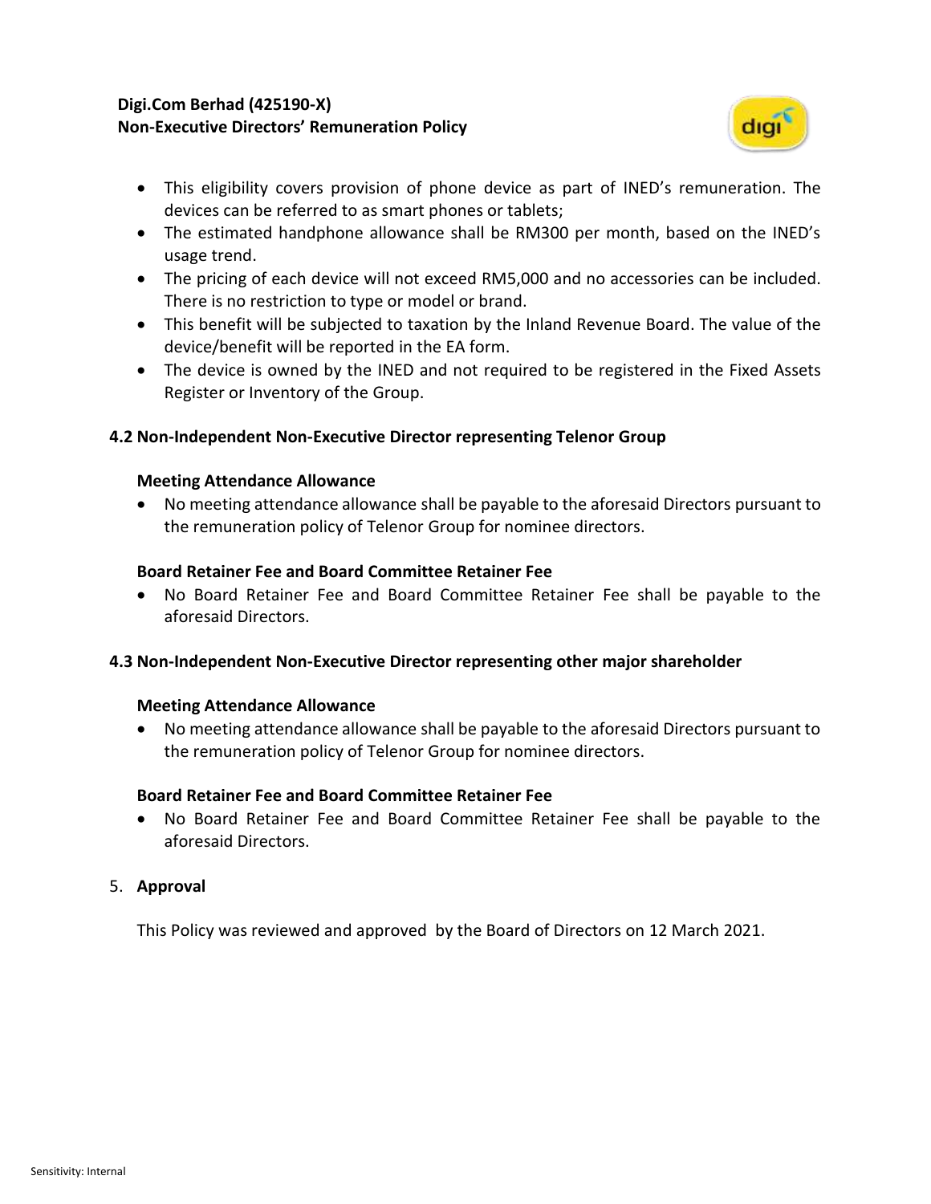- This eligibility covers provision of phone device as part of INED's remuneration. The devices can be referred to as smart phones or tablets;
- The estimated handphone allowance shall be RM300 per month, based on the INED's usage trend.
- The pricing of each device will not exceed RM5,000 and no accessories can be included. There is no restriction to type or model or brand.
- This benefit will be subjected to taxation by the Inland Revenue Board. The value of the device/benefit will be reported in the EA form.
- The device is owned by the INED and not required to be registered in the Fixed Assets Register or Inventory of the Group.

### 4.2 Non-Independent Non-Executive Director representing Telenor Group

**Meeting Attendance Allowance**

- No meeting attendance allowance shall be payable to the aforesaid Directors pursuant to the remuneration policy of Telenor Group for nominee directors.

**Board Retainer Fee and Board Committee Retainer Fee**

- No Board Retainer Fee and Board Committee Retainer Fee shall be payable to the aforesaid Directors.

### 4.3 Non-Independent Non-Executive Director representing other major shareholder

**Meeting Attendance Allowance**

- No meeting attendance allowance shall be payable to the aforesaid Directors pursuant to the remuneration policy of Telenor Group for nominee directors.

**Board Retainer Fee and Board Committee Retainer Fee**

- No Board Retainer Fee and Board Committee Retainer Fee shall be payable to the aforesaid Directors.

## 5. Approval

This Policy was reviewed and approved by the Board of Directors on 12 March 2021.